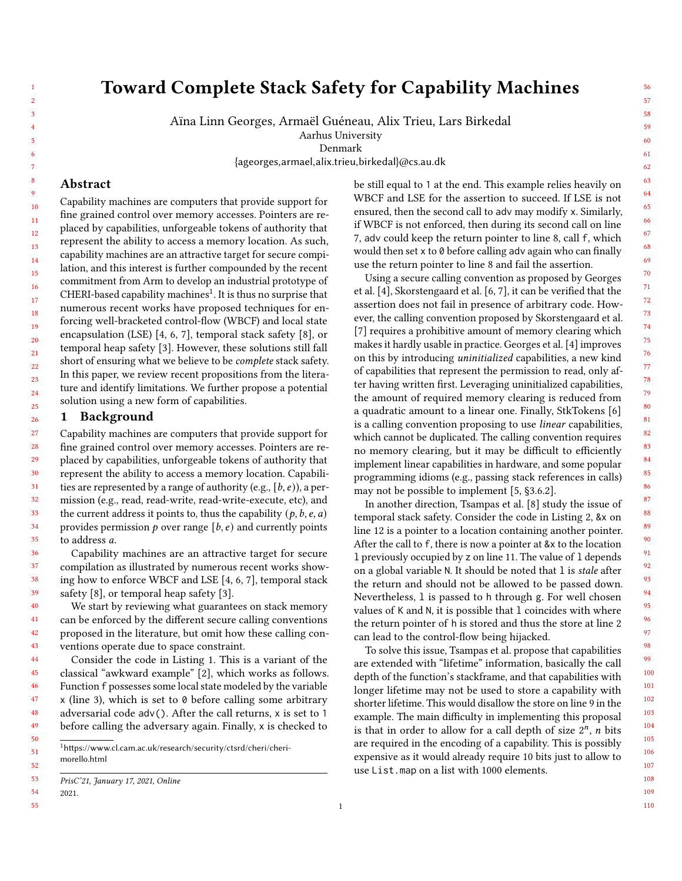# Toward Complete Stack Safety for Capability Machines

Aïna Linn Georges, Armaël Guéneau, Alix Trieu, Lars Birkedal
Aarhus University
Denmark
{ageorges,armael,alix.trieu,birkedal}@cs.au.dk

## Abstract

Capability machines are computers that provide support for fine grained control over memory accesses. Pointers are replaced by capabilities, unforgeable tokens of authority that represent the ability to access a memory location. As such, capability machines are an attractive target for secure compilation, and this interest is further compounded by the recent commitment from Arm to develop an industrial prototype of CHERI-based capability machines[1]. It is thus no surprise that numerous recent works have proposed techniques for enforcing well-bracketed control-flow (WBCF) and local state encapsulation (LSE) [4, 6, 7], temporal stack safety [8], or temporal heap safety [3]. However, these solutions still fall short of ensuring what we believe to be *complete* stack safety. In this paper, we review recent propositions from the literature and identify limitations. We further propose a potential solution using a new form of capabilities.

## 1 Background

Capability machines are computers that provide support for fine grained control over memory accesses. Pointers are replaced by capabilities, unforgeable tokens of authority that represent the ability to access a memory location. Capabilities are represented by a range of authority (e.g., $[b, e)$), a permission (e.g., read, read-write, read-write-execute, etc), and the current address it points to, thus the capability $(p, b, e, a)$ provides permission $p$ over range $[b, e)$ and currently points to address $a$.

Capability machines are an attractive target for secure compilation as illustrated by numerous recent works showing how to enforce WBCF and LSE [4, 6, 7], temporal stack safety [8], or temporal heap safety [3].

We start by reviewing what guarantees on stack memory can be enforced by the different secure calling conventions proposed in the literature, but omit how these calling conventions operate due to space constraint.

Consider the code in Listing 1. This is a variant of the classical "awkward example" [2], which works as follows. Function `f` possesses some local state modeled by the variable `x` (line 3), which is set to `0` before calling some arbitrary adversarial code `adv()`. After the call returns, `x` is set to `1` before calling the adversary again. Finally, `x` is checked to be still equal to `1` at the end. This example relies heavily on WBCF and LSE for the assertion to succeed. If LSE is not ensured, then the second call to `adv` may modify `x`. Similarly, if WBCF is not enforced, then during its second call on line 7, `adv` could keep the return pointer to line 8, call `f`, which would then set `x` to `0` before calling `adv` again who can finally use the return pointer to line 8 and fail the assertion.

Using a secure calling convention as proposed by Georges et al. [4], Skorstengaard et al. [6, 7], it can be verified that the assertion does not fail in presence of arbitrary code. However, the calling convention proposed by Skorstengaard et al. [7] requires a prohibitive amount of memory clearing which makes it hardly usable in practice. Georges et al. [4] improves on this by introducing *uninitialized* capabilities, a new kind of capabilities that represent the permission to read, only after having written first. Leveraging uninitialized capabilities, the amount of required memory clearing is reduced from a quadratic amount to a linear one. Finally, StkTokens [6] is a calling convention proposing to use *linear* capabilities, which cannot be duplicated. The calling convention requires no memory clearing, but it may be difficult to efficiently implement linear capabilities in hardware, and some popular programming idioms (e.g., passing stack references in calls) may not be possible to implement [5, §3.6.2].

In another direction, Tsampas et al. [8] study the issue of temporal stack safety. Consider the code in Listing 2, `&x` on line 12 is a pointer to a location containing another pointer. After the call to `f`, there is now a pointer at `&x` to the location `l` previously occupied by `z` on line 11. The value of `l` depends on a global variable `N`. It should be noted that `l` is *stale* after the return and should not be allowed to be passed down. Nevertheless, `l` is passed to `h` through `g`. For well chosen values of `K` and `N`, it is possible that `l` coincides with where the return pointer of `h` is stored and thus the store at line 2 can lead to the control-flow being hijacked.

To solve this issue, Tsampas et al. propose that capabilities are extended with "lifetime" information, basically the call depth of the function's stackframe, and that capabilities with longer lifetime may not be used to store a capability with shorter lifetime. This would disallow the store on line 9 in the example. The main difficulty in implementing this proposal is that in order to allow for a call depth of size $2^n$, $n$ bits are required in the encoding of a capability. This is possibly expensive as it would already require 10 bits just to allow to use `List.map` on a list with 1000 elements.

---

[1] https://www.cl.cam.ac.uk/research/security/ctsrd/cheri/cheri-morello.html

PrisC'21, January 17, 2021, Online
2021.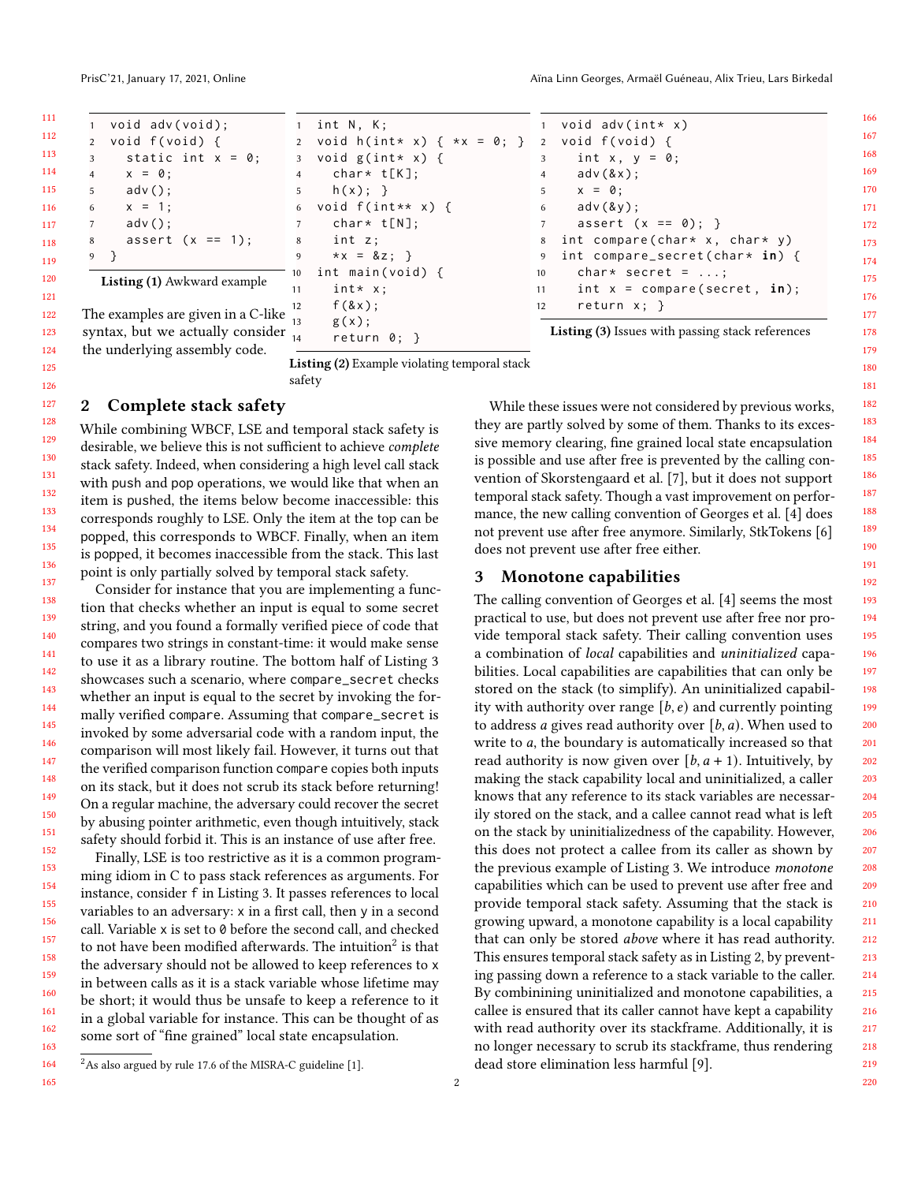```c
void adv(void);
void f(void) {
  static int x = 0;
  x = 0;
  adv();
  x = 1;
  adv();
  assert (x == 1);
}
```

**Listing (1)** Awkward example

The examples are given in a C-like syntax, but we actually consider the underlying assembly code.

```c
int N, K;
void h(int* x) { *x = 0; }
void g(int* x) {
  char* t[K];
  h(x); }
void f(int** x) {
  char* t[N];
  int z;
  *x = &z; }
int main(void) {
  int* x;
  f(&x);
  g(x);
  return 0; }
```

**Listing (2)** Example violating temporal stack safety

```c
void adv(int* x)
void f(void) {
  int x, y = 0;
  adv(&x);
  x = 0;
  adv(&y);
  assert (x == 0); }
int compare(char* x, char* y)
int compare_secret(char* in) {
  char* secret = ...;
  int x = compare(secret, in);
  return x; }
```

**Listing (3)** Issues with passing stack references

## 2 Complete stack safety

While combining WBCF, LSE and temporal stack safety is desirable, we believe this is not sufficient to achieve *complete* stack safety. Indeed, when considering a high level call stack with push and pop operations, we would like that when an item is pushed, the items below become inaccessible: this corresponds roughly to LSE. Only the item at the top can be popped, this corresponds to WBCF. Finally, when an item is popped, it becomes inaccessible from the stack. This last point is only partially solved by temporal stack safety.

Consider for instance that you are implementing a function that checks whether an input is equal to some secret string, and you found a formally verified piece of code that compares two strings in constant-time: it would make sense to use it as a library routine. The bottom half of Listing 3 showcases such a scenario, where compare_secret checks whether an input is equal to the secret by invoking the formally verified compare. Assuming that compare_secret is invoked by some adversarial code with a random input, the comparison will most likely fail. However, it turns out that the verified comparison function compare copies both inputs on its stack, but it does not scrub its stack before returning! On a regular machine, the adversary could recover the secret by abusing pointer arithmetic, even though intuitively, stack safety should forbid it. This is an instance of use after free.

Finally, LSE is too restrictive as it is a common programming idiom in C to pass stack references as arguments. For instance, consider f in Listing 3. It passes references to local variables to an adversary: x in a first call, then y in a second call. Variable x is set to 0 before the second call, and checked to not have been modified afterwards. The intuition[2] is that the adversary should not be allowed to keep references to x in between calls as it is a stack variable whose lifetime may be short; it would thus be unsafe to keep a reference to it in a global variable for instance. This can be thought of as some sort of "fine grained" local state encapsulation.

[2] As also argued by rule 17.6 of the MISRA-C guideline [1].

While these issues were not considered by previous works, they are partly solved by some of them. Thanks to its excessive memory clearing, fine grained local state encapsulation is possible and use after free is prevented by the calling convention of Skorstengaard et al. [7], but it does not support temporal stack safety. Though a vast improvement on performance, the new calling convention of Georges et al. [4] does not prevent use after free anymore. Similarly, StkTokens [6] does not prevent use after free either.

## 3 Monotone capabilities

The calling convention of Georges et al. [4] seems the most practical to use, but does not prevent use after free nor provide temporal stack safety. Their calling convention uses a combination of *local* capabilities and *uninitialized* capabilities. Local capabilities are capabilities that can only be stored on the stack (to simplify). An uninitialized capability with authority over range $[b, e)$ and currently pointing to address $a$ gives read authority over $[b, a)$. When used to write to $a$, the boundary is automatically increased so that read authority is now given over $[b, a + 1)$. Intuitively, by making the stack capability local and uninitialized, a caller knows that any reference to its stack variables are necessarily stored on the stack, and a callee cannot read what is left on the stack by uninitializedness of the capability. However, this does not protect a callee from its caller as shown by the previous example of Listing 3. We introduce *monotone* capabilities which can be used to prevent use after free and provide temporal stack safety. Assuming that the stack is growing upward, a monotone capability is a local capability that can only be stored *above* where it has read authority. This ensures temporal stack safety as in Listing 2, by preventing passing down a reference to a stack variable to the caller. By combinining uninitialized and monotone capabilities, a callee is ensured that its caller cannot have kept a capability with read authority over its stackframe. Additionally, it is no longer necessary to scrub its stackframe, thus rendering dead store elimination less harmful [9].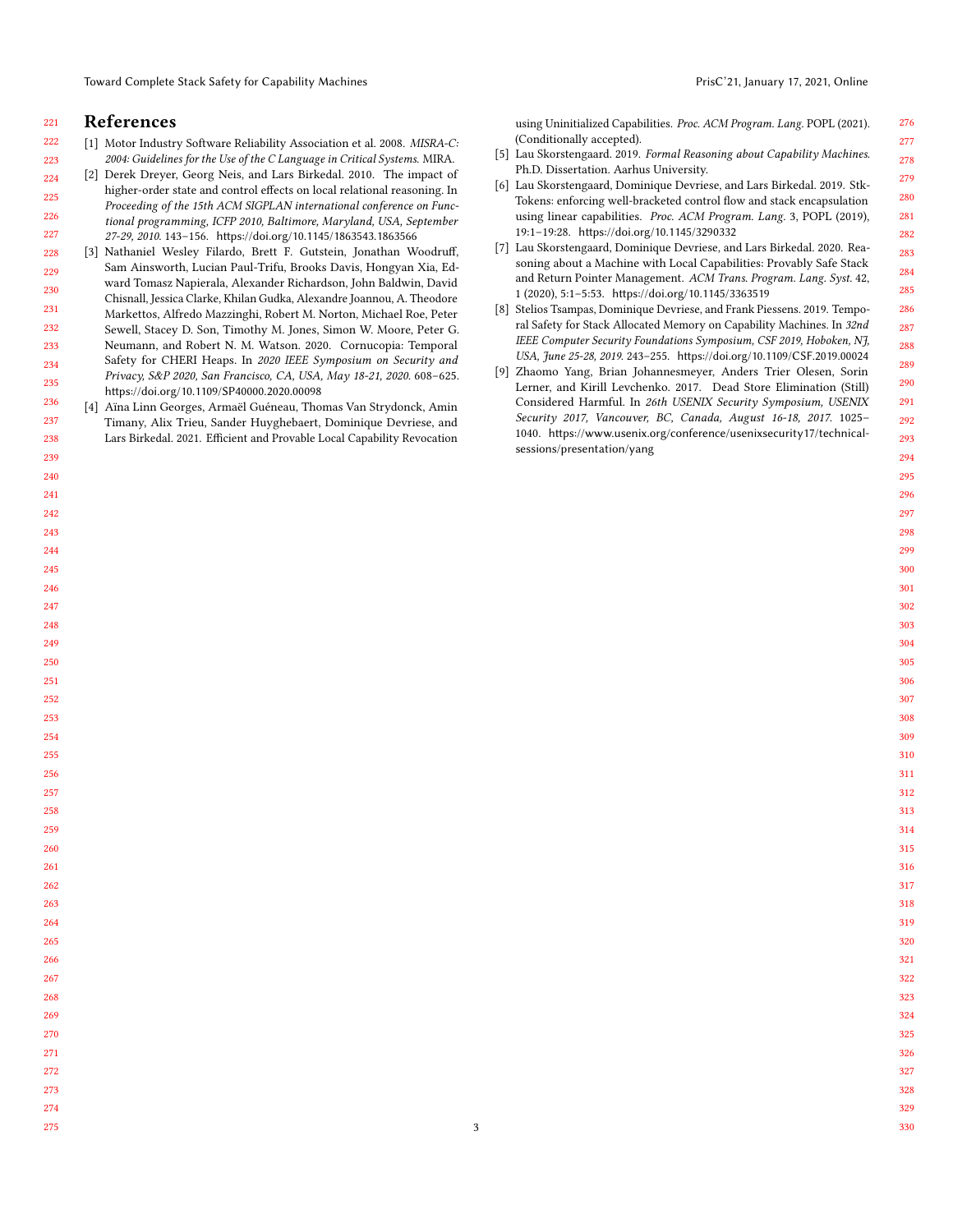## References

[1] Motor Industry Software Reliability Association et al. 2008. *MISRA-C: 2004: Guidelines for the Use of the C Language in Critical Systems*. MIRA.

[2] Derek Dreyer, Georg Neis, and Lars Birkedal. 2010. The impact of higher-order state and control effects on local relational reasoning. In *Proceeding of the 15th ACM SIGPLAN international conference on Functional programming, ICFP 2010, Baltimore, Maryland, USA, September 27-29, 2010*. 143–156. https://doi.org/10.1145/1863543.1863566

[3] Nathaniel Wesley Filardo, Brett F. Gutstein, Jonathan Woodruff, Sam Ainsworth, Lucian Paul-Trifu, Brooks Davis, Hongyan Xia, Edward Tomasz Napierala, Alexander Richardson, John Baldwin, David Chisnall, Jessica Clarke, Khilan Gudka, Alexandre Joannou, A. Theodore Markettos, Alfredo Mazzinghi, Robert M. Norton, Michael Roe, Peter Sewell, Stacey D. Son, Timothy M. Jones, Simon W. Moore, Peter G. Neumann, and Robert N. M. Watson. 2020. Cornucopia: Temporal Safety for CHERI Heaps. In *2020 IEEE Symposium on Security and Privacy, S&P 2020, San Francisco, CA, USA, May 18-21, 2020*. 608–625. https://doi.org/10.1109/SP40000.2020.00098

[4] Aïna Linn Georges, Armaël Guéneau, Thomas Van Strydonck, Amin Timany, Alix Trieu, Sander Huyghebaert, Dominique Devriese, and Lars Birkedal. 2021. Efficient and Provable Local Capability Revocation using Uninitialized Capabilities. *Proc. ACM Program. Lang.* POPL (2021). (Conditionally accepted).

[5] Lau Skorstengaard. 2019. *Formal Reasoning about Capability Machines*. Ph.D. Dissertation. Aarhus University.

[6] Lau Skorstengaard, Dominique Devriese, and Lars Birkedal. 2019. StkTokens: enforcing well-bracketed control flow and stack encapsulation using linear capabilities. *Proc. ACM Program. Lang.* 3, POPL (2019), 19:1–19:28. https://doi.org/10.1145/3290332

[7] Lau Skorstengaard, Dominique Devriese, and Lars Birkedal. 2020. Reasoning about a Machine with Local Capabilities: Provably Safe Stack and Return Pointer Management. *ACM Trans. Program. Lang. Syst.* 42, 1 (2020), 5:1–5:53. https://doi.org/10.1145/3363519

[8] Stelios Tsampas, Dominique Devriese, and Frank Piessens. 2019. Temporal Safety for Stack Allocated Memory on Capability Machines. In *32nd IEEE Computer Security Foundations Symposium, CSF 2019, Hoboken, NJ, USA, June 25-28, 2019*. 243–255. https://doi.org/10.1109/CSF.2019.00024

[9] Zhaomo Yang, Brian Johannesmeyer, Anders Trier Olesen, Sorin Lerner, and Kirill Levchenko. 2017. Dead Store Elimination (Still) Considered Harmful. In *26th USENIX Security Symposium, USENIX Security 2017, Vancouver, BC, Canada, August 16-18, 2017*. 1025–1040. https://www.usenix.org/conference/usenixsecurity17/technical-sessions/presentation/yang